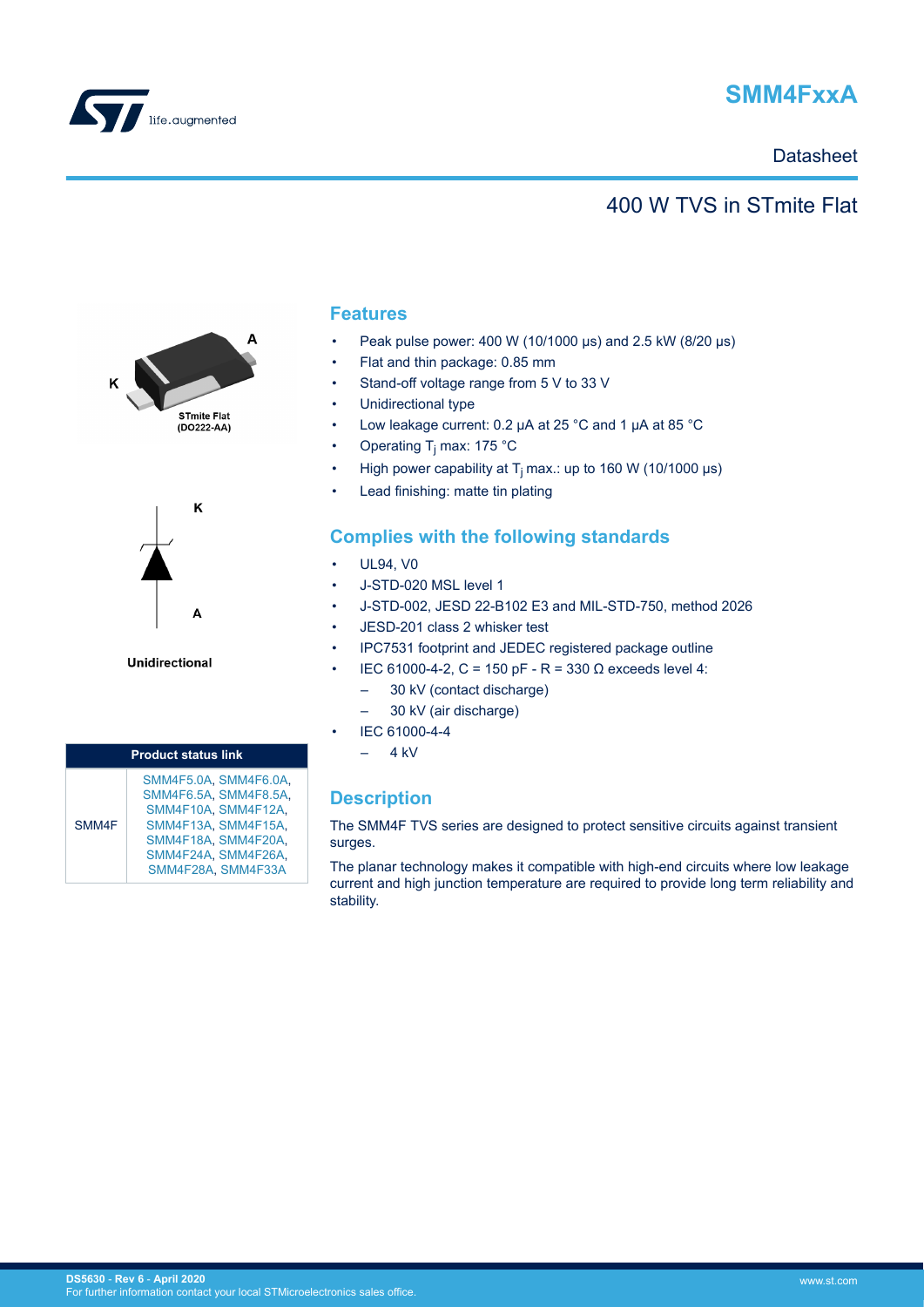# SMM4FxxA

Datasheet

## 400 W TVS in STmite Flat

K A

STmite Flat (DO222-AA)

K

A

Unidirectional

| Product status link | |
|---|---|
| SMM4F | SMM4F5.0A, SMM4F6.0A, SMM4F6.5A, SMM4F8.5A, SMM4F10A, SMM4F12A, SMM4F13A, SMM4F15A, SMM4F18A, SMM4F20A, SMM4F24A, SMM4F26A, SMM4F28A, SMM4F33A |

## Features

- Peak pulse power: 400 W (10/1000 µs) and 2.5 kW (8/20 µs)
- Flat and thin package: 0.85 mm
- Stand-off voltage range from 5 V to 33 V
- Unidirectional type
- Low leakage current: 0.2 µA at 25 °C and 1 µA at 85 °C
- Operating $T_j$ max: 175 °C
- High power capability at $T_j$ max.: up to 160 W (10/1000 µs)
- Lead finishing: matte tin plating

## Complies with the following standards

- UL94, V0
- J-STD-020 MSL level 1
- J-STD-002, JESD 22-B102 E3 and MIL-STD-750, method 2026
- JESD-201 class 2 whisker test
- IPC7531 footprint and JEDEC registered package outline
- IEC 61000-4-2, C = 150 pF - R = 330 Ω exceeds level 4:
  - 30 kV (contact discharge)
  - 30 kV (air discharge)
- IEC 61000-4-4
  - 4 kV

## Description

The SMM4F TVS series are designed to protect sensitive circuits against transient surges.

The planar technology makes it compatible with high-end circuits where low leakage current and high junction temperature are required to provide long term reliability and stability.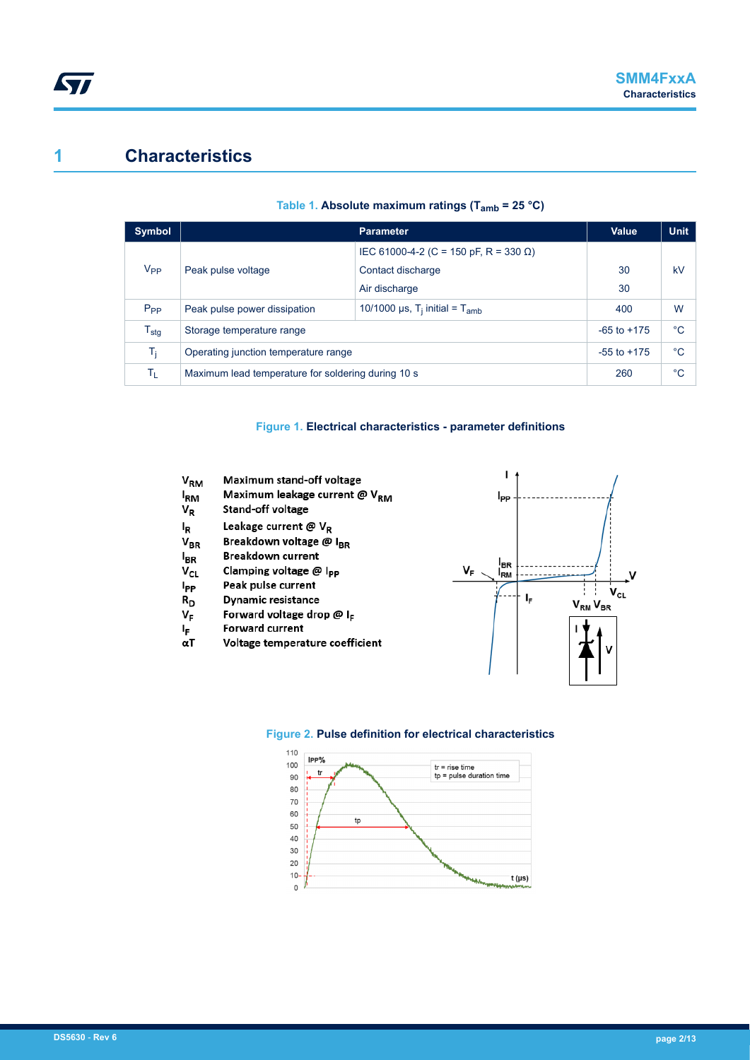# 1 Characteristics

**Table 1. Absolute maximum ratings ($T_{amb}$ = 25 °C)**

| Symbol | Parameter | | Value | Unit |
|---|---|---|---|---|
| $V_{PP}$ | Peak pulse voltage | IEC 61000-4-2 (C = 150 pF, R = 330 Ω) | | kV |
| | | Contact discharge | 30 | |
| | | Air discharge | 30 | |
| $P_{PP}$ | Peak pulse power dissipation | 10/1000 µs, $T_j$ initial = $T_{amb}$ | 400 | W |
| $T_{stg}$ | Storage temperature range | | -65 to +175 | °C |
| $T_j$ | Operating junction temperature range | | -55 to +175 | °C |
| $T_L$ | Maximum lead temperature for soldering during 10 s | | 260 | °C |

**Figure 1. Electrical characteristics - parameter definitions**

- $V_{RM}$ Maximum stand-off voltage
- $I_{RM}$ Maximum leakage current @ $V_{RM}$
- $V_R$ Stand-off voltage
- $I_R$ Leakage current @ $V_R$
- $V_{BR}$ Breakdown voltage @ $I_{BR}$
- $I_{BR}$ Breakdown current
- $V_{CL}$ Clamping voltage @ $I_{PP}$
- $I_{PP}$ Peak pulse current
- $R_D$ Dynamic resistance
- $V_F$ Forward voltage drop @ $I_F$
- $I_F$ Forward current
- $\alpha T$ Voltage temperature coefficient

**Figure 2. Pulse definition for electrical characteristics**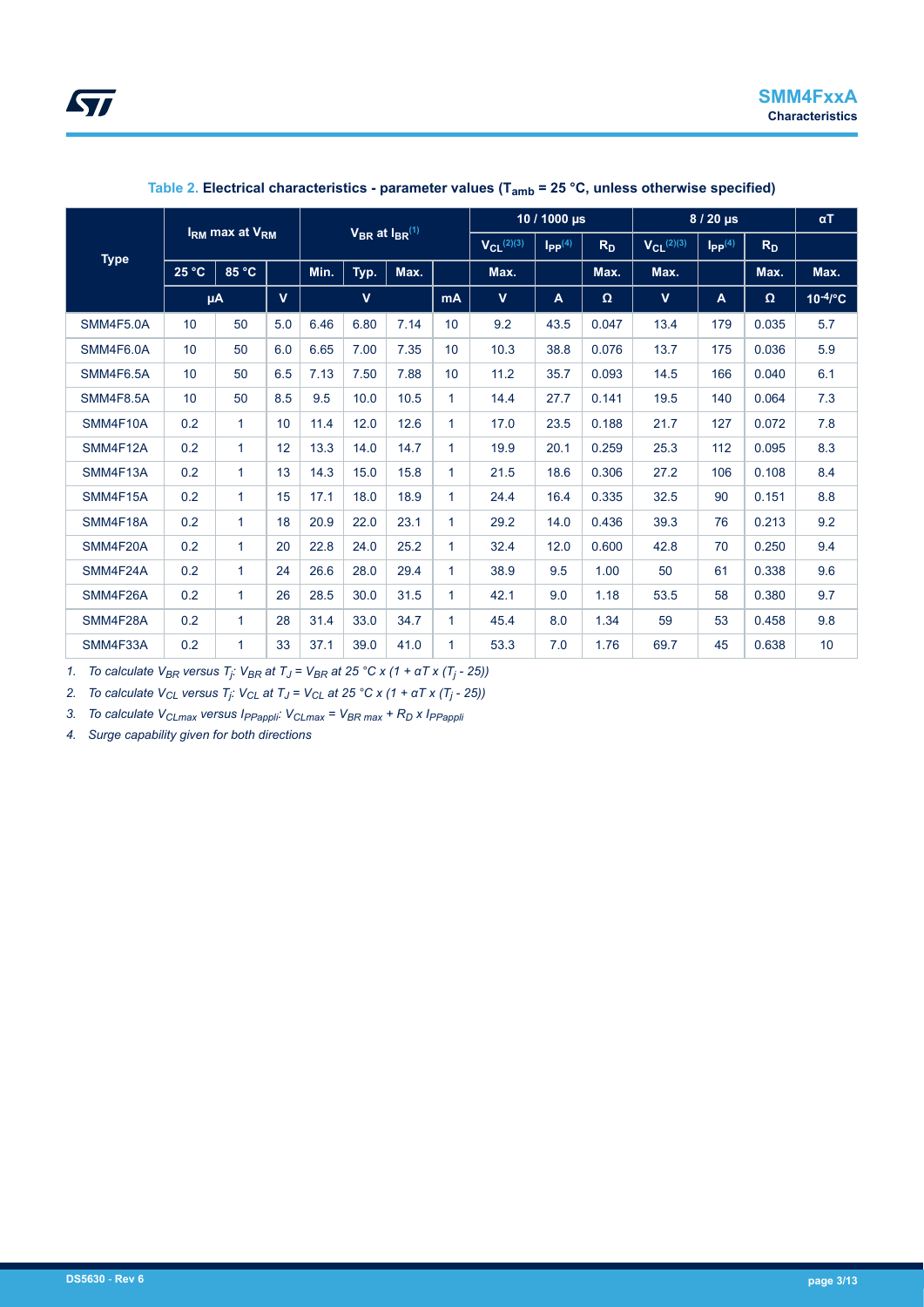Table 2. **Electrical characteristics - parameter values ($T_{amb}$ = 25 °C, unless otherwise specified)**

| Type | $I_{RM}$ max at $V_{RM}$ | | | $V_{BR}$ at $I_{BR}$ [1] | | | | 10 / 1000 µs | | | 8 / 20 µs | | | αT |
|---|---|---|---|---|---|---|---|---|---|---|---|---|---|---|
| | | | | | | | | $V_{CL}$ [2][3] | $I_{PP}$ [4] | $R_D$ | $V_{CL}$ [2][3] | $I_{PP}$ [4] | $R_D$ | |
| | 25 °C | 85 °C | | Min. | Typ. | Max. | | Max. | | Max. | Max. | | Max. | Max. |
| | µA | | V | V | | | mA | V | A | Ω | V | A | Ω | $10^{-4}$/°C |
| SMM4F5.0A | 10 | 50 | 5.0 | 6.46 | 6.80 | 7.14 | 10 | 9.2 | 43.5 | 0.047 | 13.4 | 179 | 0.035 | 5.7 |
| SMM4F6.0A | 10 | 50 | 6.0 | 6.65 | 7.00 | 7.35 | 10 | 10.3 | 38.8 | 0.076 | 13.7 | 175 | 0.036 | 5.9 |
| SMM4F6.5A | 10 | 50 | 6.5 | 7.13 | 7.50 | 7.88 | 10 | 11.2 | 35.7 | 0.093 | 14.5 | 166 | 0.040 | 6.1 |
| SMM4F8.5A | 10 | 50 | 8.5 | 9.5 | 10.0 | 10.5 | 1 | 14.4 | 27.7 | 0.141 | 19.5 | 140 | 0.064 | 7.3 |
| SMM4F10A | 0.2 | 1 | 10 | 11.4 | 12.0 | 12.6 | 1 | 17.0 | 23.5 | 0.188 | 21.7 | 127 | 0.072 | 7.8 |
| SMM4F12A | 0.2 | 1 | 12 | 13.3 | 14.0 | 14.7 | 1 | 19.9 | 20.1 | 0.259 | 25.3 | 112 | 0.095 | 8.3 |
| SMM4F13A | 0.2 | 1 | 13 | 14.3 | 15.0 | 15.8 | 1 | 21.5 | 18.6 | 0.306 | 27.2 | 106 | 0.108 | 8.4 |
| SMM4F15A | 0.2 | 1 | 15 | 17.1 | 18.0 | 18.9 | 1 | 24.4 | 16.4 | 0.335 | 32.5 | 90 | 0.151 | 8.8 |
| SMM4F18A | 0.2 | 1 | 18 | 20.9 | 22.0 | 23.1 | 1 | 29.2 | 14.0 | 0.436 | 39.3 | 76 | 0.213 | 9.2 |
| SMM4F20A | 0.2 | 1 | 20 | 22.8 | 24.0 | 25.2 | 1 | 32.4 | 12.0 | 0.600 | 42.8 | 70 | 0.250 | 9.4 |
| SMM4F24A | 0.2 | 1 | 24 | 26.6 | 28.0 | 29.4 | 1 | 38.9 | 9.5 | 1.00 | 50 | 61 | 0.338 | 9.6 |
| SMM4F26A | 0.2 | 1 | 26 | 28.5 | 30.0 | 31.5 | 1 | 42.1 | 9.0 | 1.18 | 53.5 | 58 | 0.380 | 9.7 |
| SMM4F28A | 0.2 | 1 | 28 | 31.4 | 33.0 | 34.7 | 1 | 45.4 | 8.0 | 1.34 | 59 | 53 | 0.458 | 9.8 |
| SMM4F33A | 0.2 | 1 | 33 | 37.1 | 39.0 | 41.0 | 1 | 53.3 | 7.0 | 1.76 | 69.7 | 45 | 0.638 | 10 |

1. *To calculate $V_{BR}$ versus $T_j$: $V_{BR}$ at $T_J$ = $V_{BR}$ at 25 °C x (1 + αT x ($T_j$ - 25))*
2. *To calculate $V_{CL}$ versus $T_j$: $V_{CL}$ at $T_J$ = $V_{CL}$ at 25 °C x (1 + αT x ($T_j$ - 25))*
3. *To calculate $V_{CLmax}$ versus $I_{PPappli}$: $V_{CLmax} = V_{BR\ max} + R_D \times I_{PPappli}$*
4. *Surge capability given for both directions*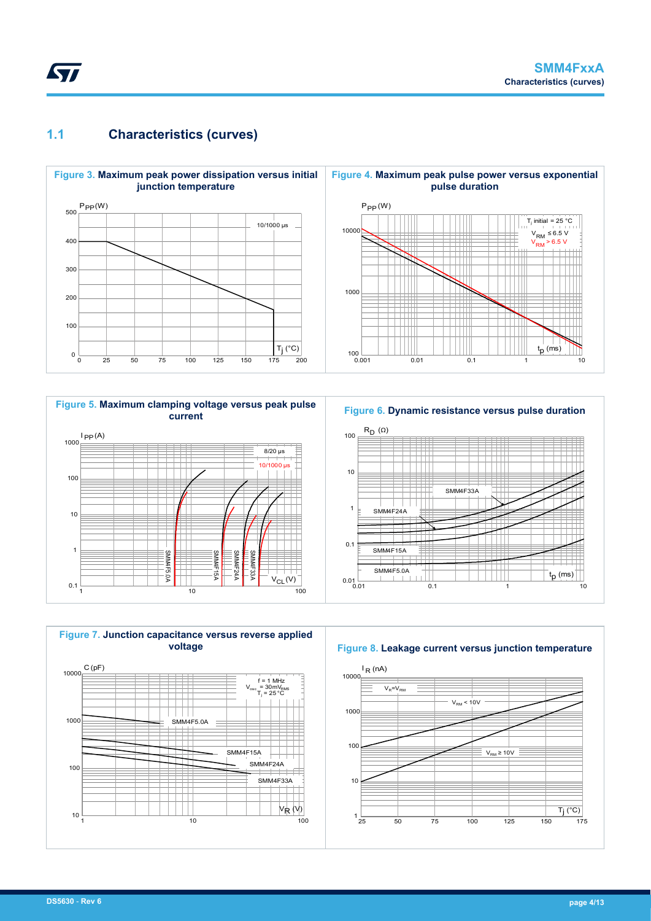## 1.1 Characteristics (curves)

**Figure 3.** Maximum peak power dissipation versus initial junction temperature

**Figure 4.** Maximum peak pulse power versus exponential pulse duration

**Figure 5.** Maximum clamping voltage versus peak pulse current

**Figure 6.** Dynamic resistance versus pulse duration

**Figure 7.** Junction capacitance versus reverse applied voltage

**Figure 8.** Leakage current versus junction temperature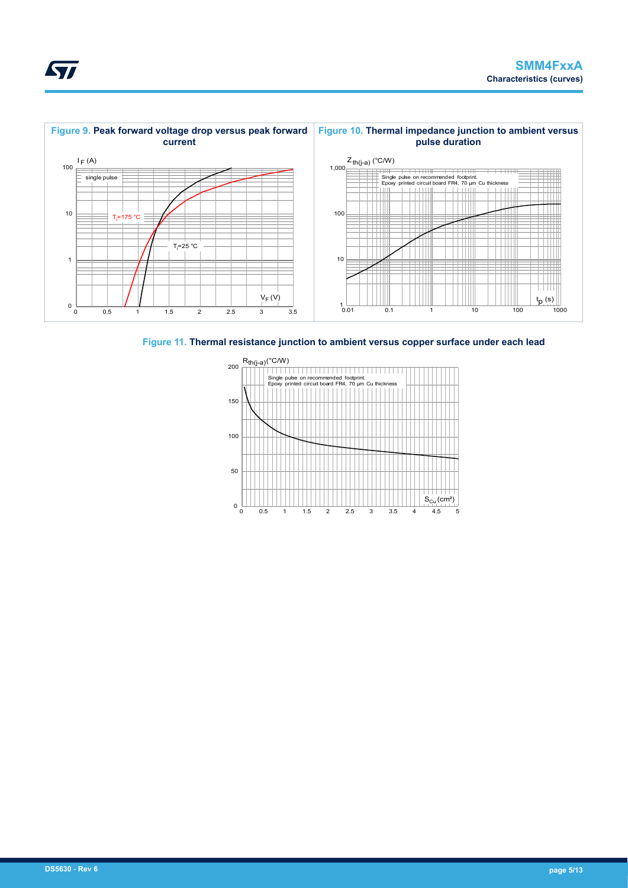**Figure 9. Peak forward voltage drop versus peak forward current**

**Figure 10. Thermal impedance junction to ambient versus pulse duration**

**Figure 11. Thermal resistance junction to ambient versus copper surface under each lead**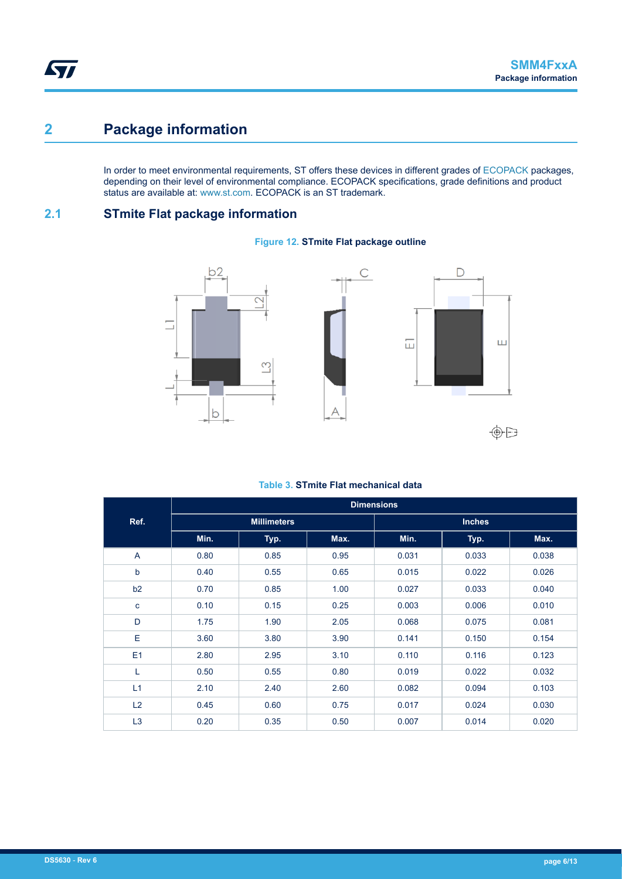# 2 Package information

In order to meet environmental requirements, ST offers these devices in different grades of ECOPACK packages, depending on their level of environmental compliance. ECOPACK specifications, grade definitions and product status are available at: www.st.com. ECOPACK is an ST trademark.

## 2.1 STmite Flat package information

**Figure 12. STmite Flat package outline**

**Table 3. STmite Flat mechanical data**

| Ref. | Dimensions | | | | | |
|---|---|---|---|---|---|---|
| | Millimeters | | | Inches | | |
| | Min. | Typ. | Max. | Min. | Typ. | Max. |
| A | 0.80 | 0.85 | 0.95 | 0.031 | 0.033 | 0.038 |
| b | 0.40 | 0.55 | 0.65 | 0.015 | 0.022 | 0.026 |
| b2 | 0.70 | 0.85 | 1.00 | 0.027 | 0.033 | 0.040 |
| c | 0.10 | 0.15 | 0.25 | 0.003 | 0.006 | 0.010 |
| D | 1.75 | 1.90 | 2.05 | 0.068 | 0.075 | 0.081 |
| E | 3.60 | 3.80 | 3.90 | 0.141 | 0.150 | 0.154 |
| E1 | 2.80 | 2.95 | 3.10 | 0.110 | 0.116 | 0.123 |
| L | 0.50 | 0.55 | 0.80 | 0.019 | 0.022 | 0.032 |
| L1 | 2.10 | 2.40 | 2.60 | 0.082 | 0.094 | 0.103 |
| L2 | 0.45 | 0.60 | 0.75 | 0.017 | 0.024 | 0.030 |
| L3 | 0.20 | 0.35 | 0.50 | 0.007 | 0.014 | 0.020 |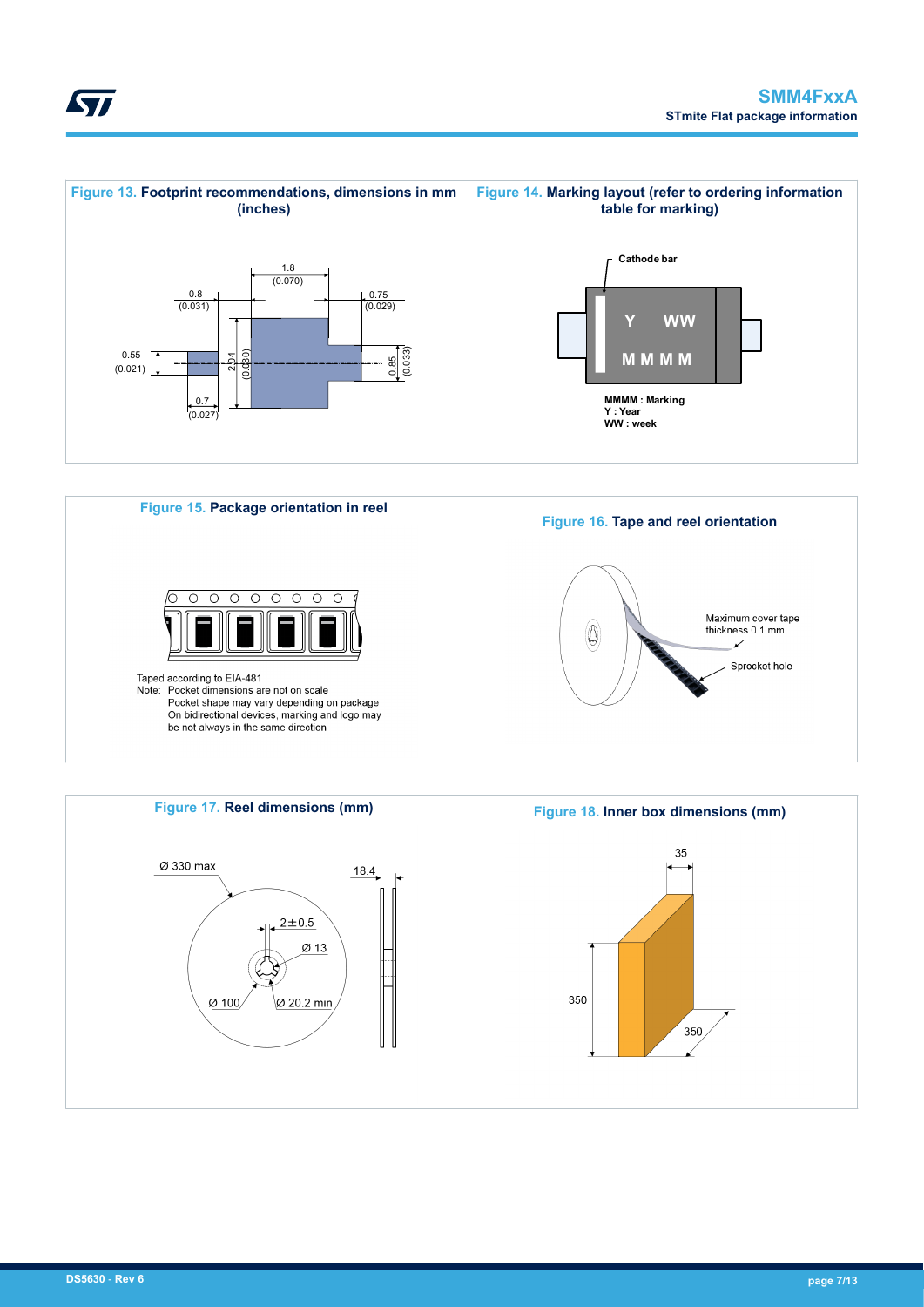Figure 13. Footprint recommendations, dimensions in mm (inches)

Figure 14. Marking layout (refer to ordering information table for marking)

Cathode bar

MMMM : Marking
Y : Year
WW : week

Figure 15. Package orientation in reel

Taped according to EIA-481
Note: Pocket dimensions are not on scale
Pocket shape may vary depending on package
On bidirectional devices, marking and logo may be not always in the same direction

Figure 16. Tape and reel orientation

Maximum cover tape thickness 0.1 mm

Sprocket hole

Figure 17. Reel dimensions (mm)

Figure 18. Inner box dimensions (mm)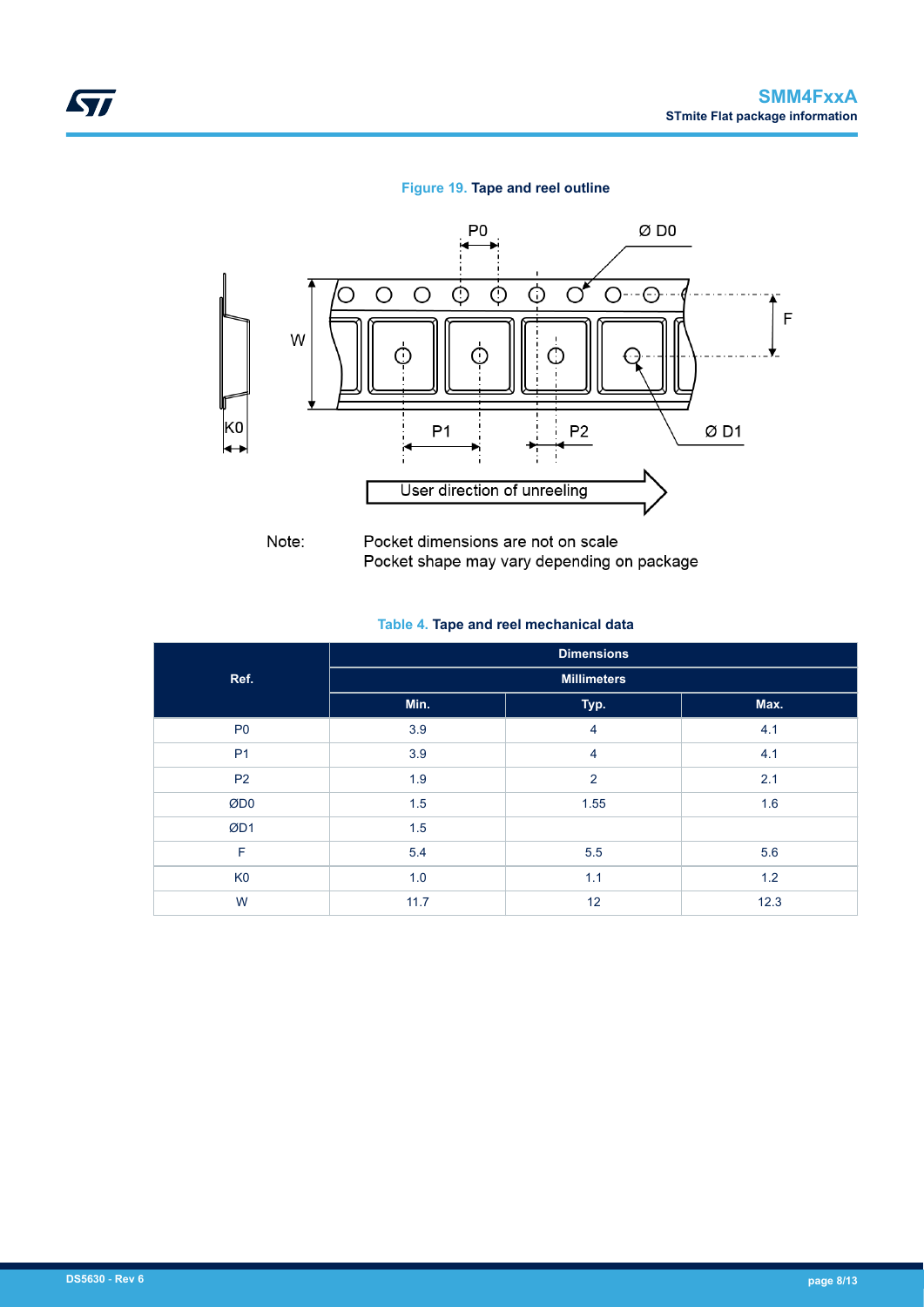**Figure 19.** Tape and reel outline

Note: Pocket dimensions are not on scale
Pocket shape may vary depending on package

**Table 4.** Tape and reel mechanical data

| Ref. | Dimensions | | |
|---|---|---|---|
| | Millimeters | | |
| | Min. | Typ. | Max. |
| P0 | 3.9 | 4 | 4.1 |
| P1 | 3.9 | 4 | 4.1 |
| P2 | 1.9 | 2 | 2.1 |
| ØD0 | 1.5 | 1.55 | 1.6 |
| ØD1 | 1.5 | | |
| F | 5.4 | 5.5 | 5.6 |
| K0 | 1.0 | 1.1 | 1.2 |
| W | 11.7 | 12 | 12.3 |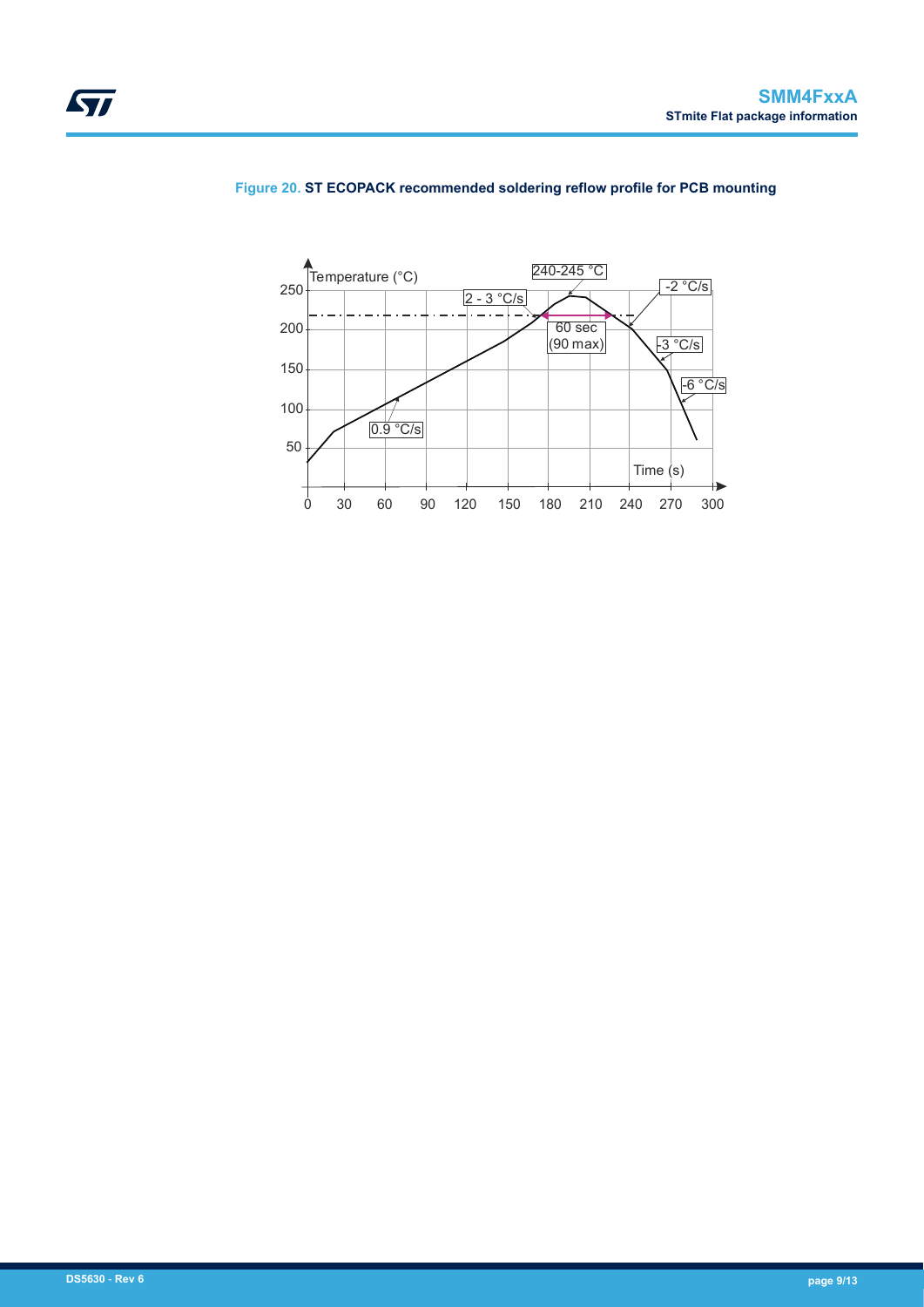**Figure 20.** ST ECOPACK recommended soldering reflow profile for PCB mounting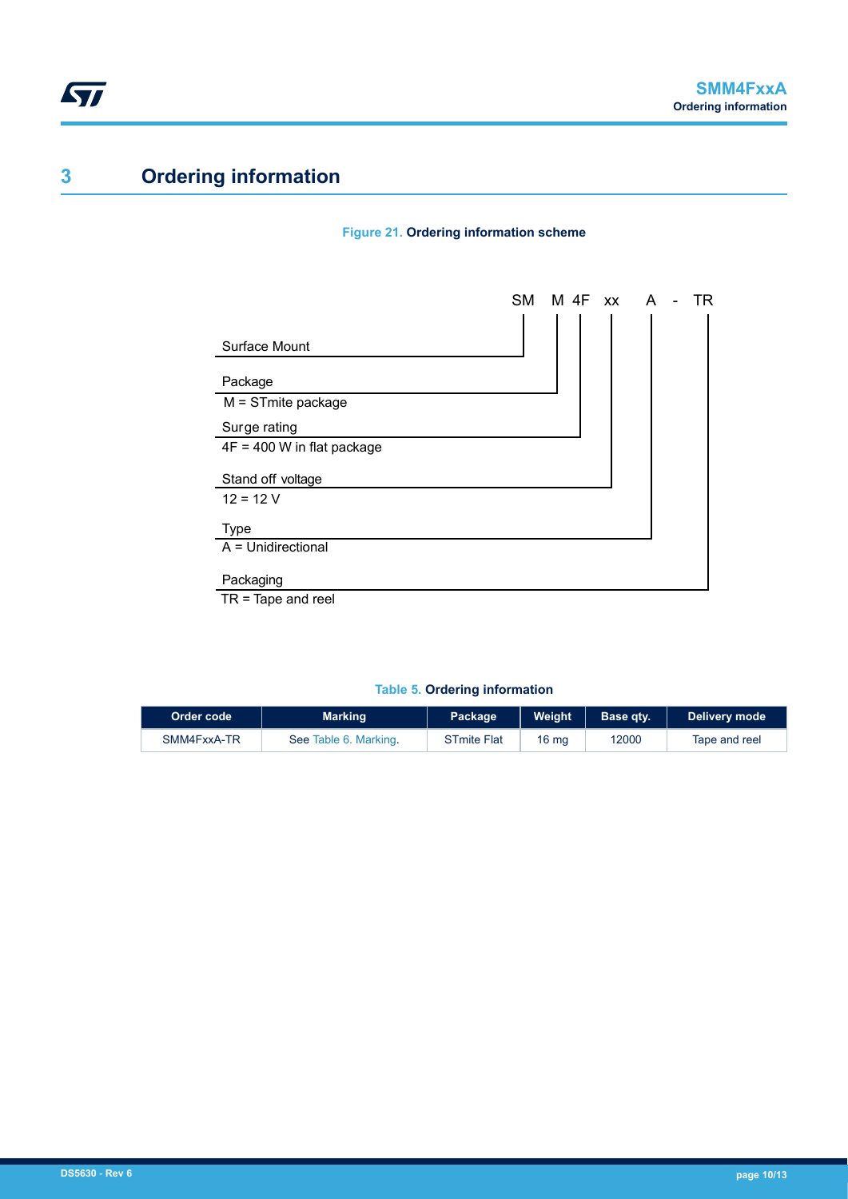# 3 Ordering information

**Figure 21. Ordering information scheme**

SM M 4F xx A - TR

- Surface Mount
- Package
  - M = STmite package
- Surge rating
  - 4F = 400 W in flat package
- Stand off voltage
  - 12 = 12 V
- Type
  - A = Unidirectional
- Packaging
  - TR = Tape and reel

**Table 5. Ordering information**

| Order code | Marking | Package | Weight | Base qty. | Delivery mode |
|---|---|---|---|---|---|
| SMM4FxxA-TR | See Table 6. Marking. | STmite Flat | 16 mg | 12000 | Tape and reel |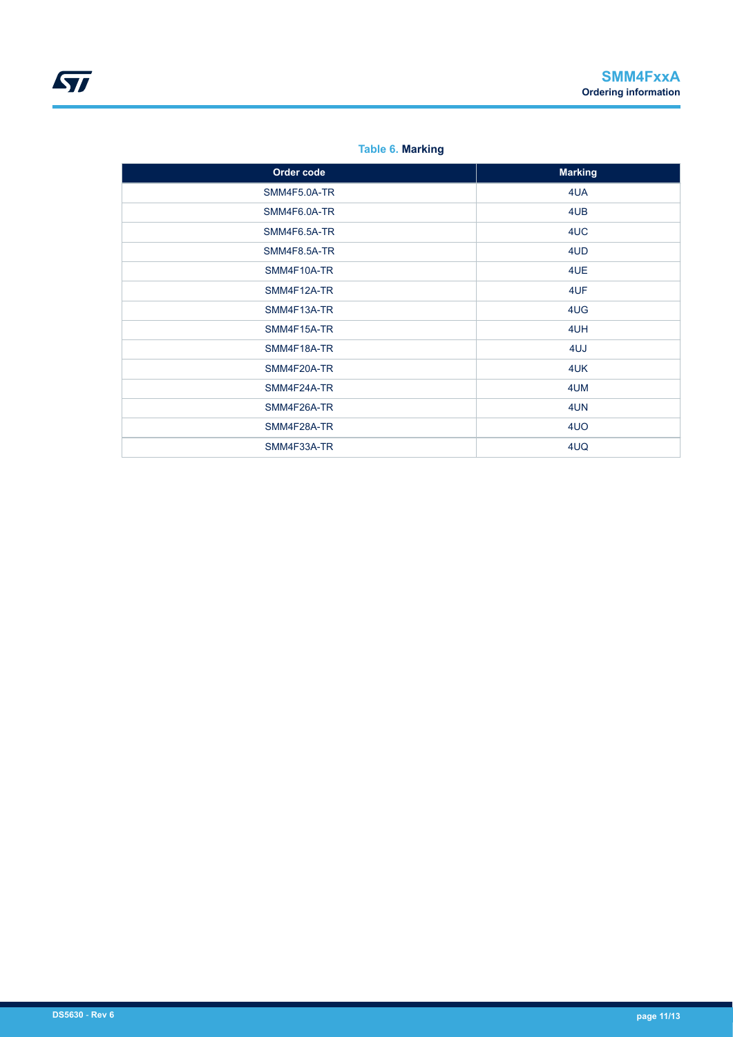**Table 6. Marking**

| Order code | Marking |
| --- | --- |
| SMM4F5.0A-TR | 4UA |
| SMM4F6.0A-TR | 4UB |
| SMM4F6.5A-TR | 4UC |
| SMM4F8.5A-TR | 4UD |
| SMM4F10A-TR | 4UE |
| SMM4F12A-TR | 4UF |
| SMM4F13A-TR | 4UG |
| SMM4F15A-TR | 4UH |
| SMM4F18A-TR | 4UJ |
| SMM4F20A-TR | 4UK |
| SMM4F24A-TR | 4UM |
| SMM4F26A-TR | 4UN |
| SMM4F28A-TR | 4UO |
| SMM4F33A-TR | 4UQ |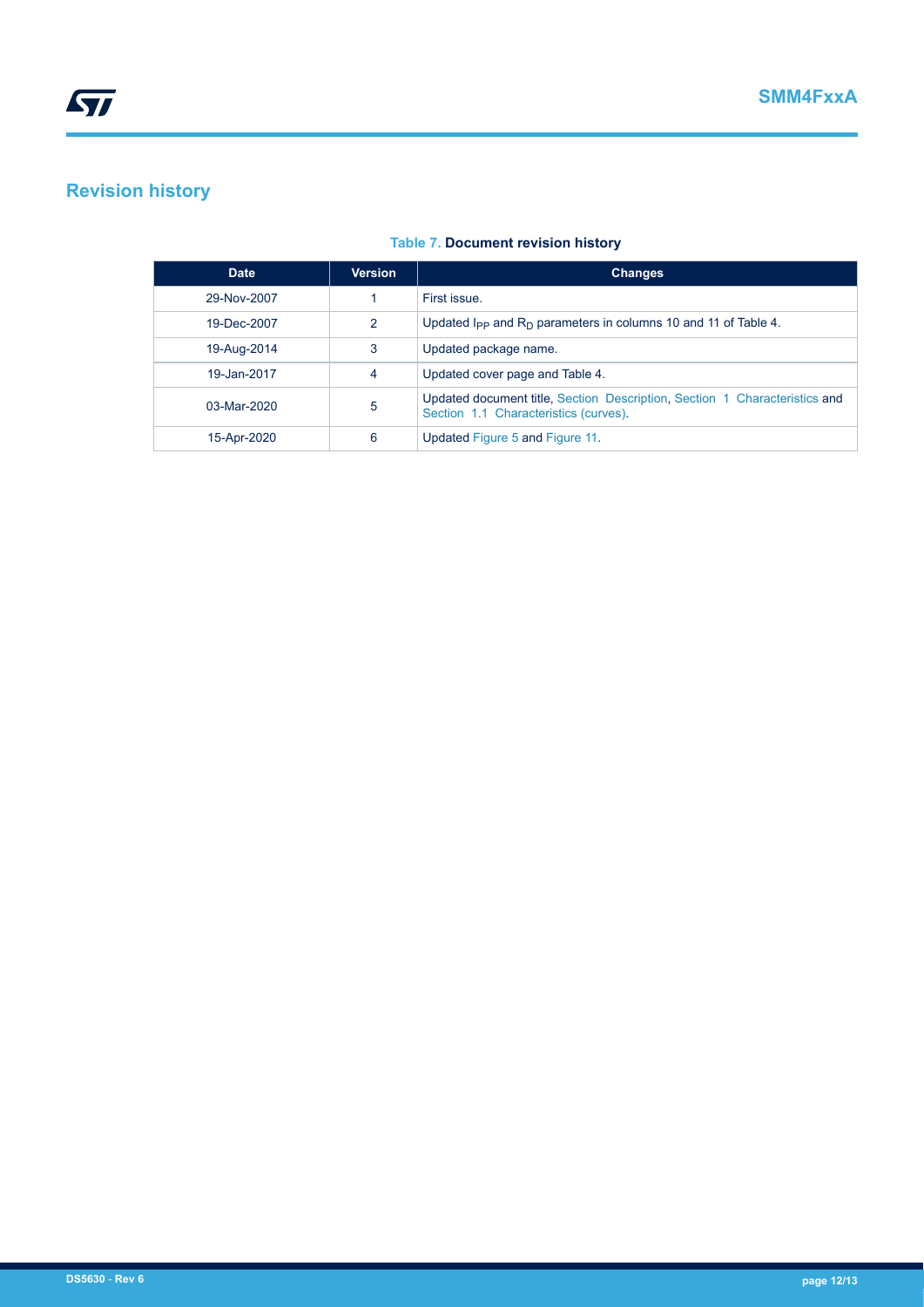## Revision history

**Table 7. Document revision history**

| Date | Version | Changes |
| --- | --- | --- |
| 29-Nov-2007 | 1 | First issue. |
| 19-Dec-2007 | 2 | Updated $I_{PP}$ and $R_D$ parameters in columns 10 and 11 of Table 4. |
| 19-Aug-2014 | 3 | Updated package name. |
| 19-Jan-2017 | 4 | Updated cover page and Table 4. |
| 03-Mar-2020 | 5 | Updated document title, Section Description, Section 1 Characteristics and Section 1.1 Characteristics (curves). |
| 15-Apr-2020 | 6 | Updated Figure 5 and Figure 11. |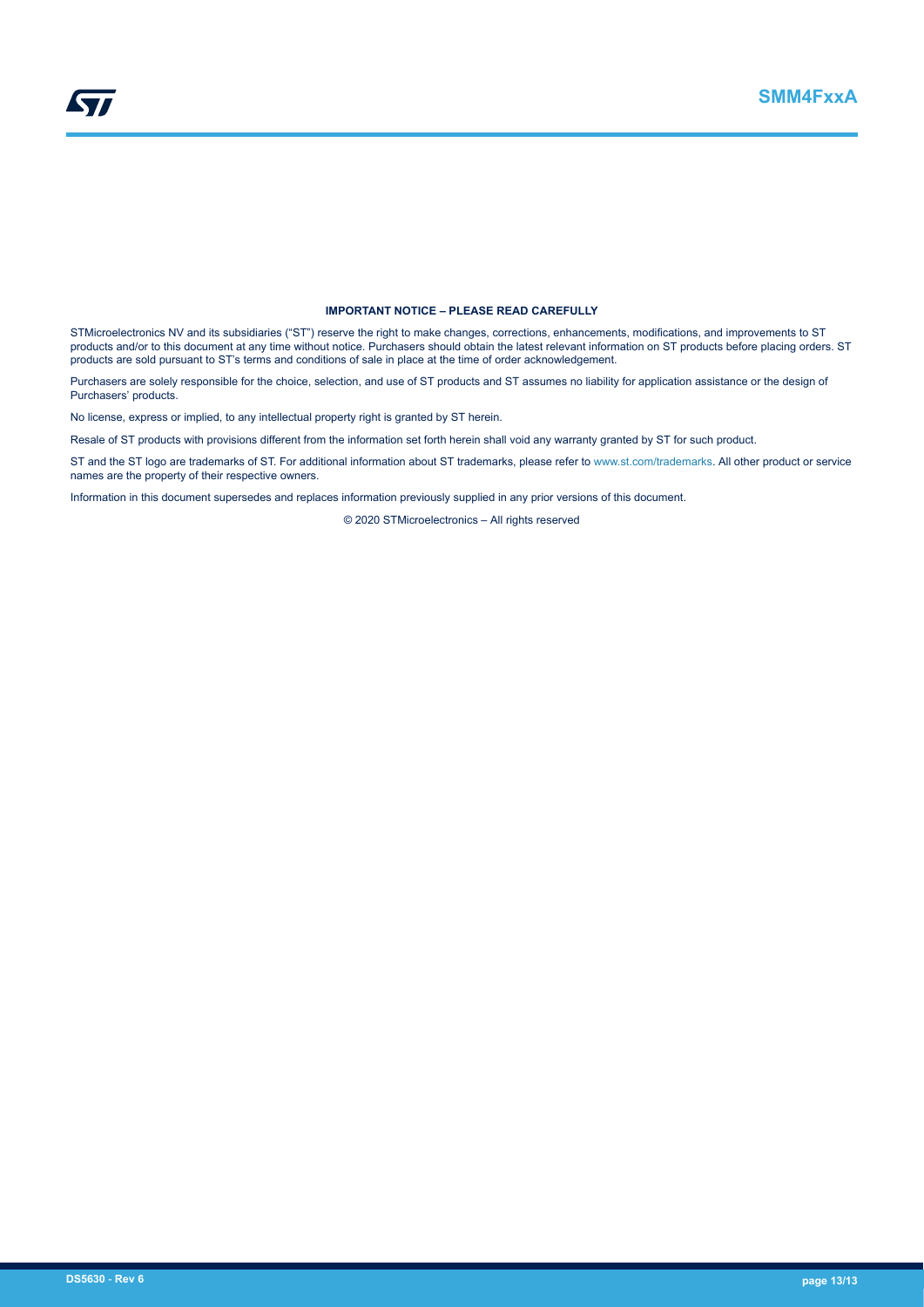**IMPORTANT NOTICE – PLEASE READ CAREFULLY**

STMicroelectronics NV and its subsidiaries ("ST") reserve the right to make changes, corrections, enhancements, modifications, and improvements to ST products and/or to this document at any time without notice. Purchasers should obtain the latest relevant information on ST products before placing orders. ST products are sold pursuant to ST's terms and conditions of sale in place at the time of order acknowledgement.

Purchasers are solely responsible for the choice, selection, and use of ST products and ST assumes no liability for application assistance or the design of Purchasers' products.

No license, express or implied, to any intellectual property right is granted by ST herein.

Resale of ST products with provisions different from the information set forth herein shall void any warranty granted by ST for such product.

ST and the ST logo are trademarks of ST. For additional information about ST trademarks, please refer to www.st.com/trademarks. All other product or service names are the property of their respective owners.

Information in this document supersedes and replaces information previously supplied in any prior versions of this document.

© 2020 STMicroelectronics – All rights reserved